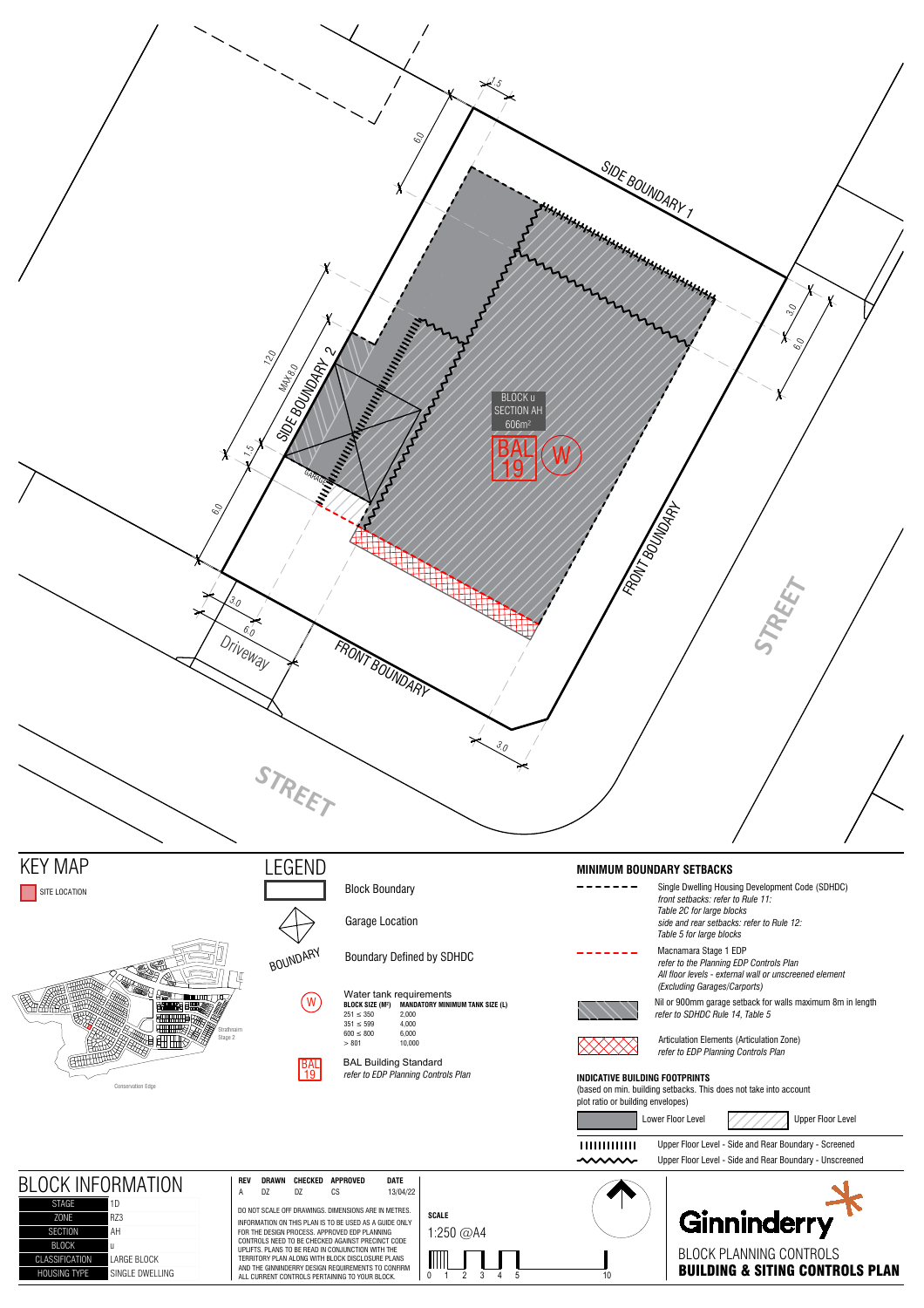SIDE BOUNDARY 1

SIDE BOUNDARY 2

FRONT BOUNDARY

FRONT BOUNDARY

STREET

STREET

Driveway

GARAGE

BLOCK u
SECTION AH
606m²

BAL 19

W

1.5

6.0

12.0

MAX 8.0

1.5

6.0

3.0

6.0

3.0

3.0

6.0

## KEY MAP

SITE LOCATION

Strathnairn Stage 2

Conservation Edge

## LEGEND

- Block Boundary
- Garage Location
- BOUNDARY — Boundary Defined by SDHDC
- W — Water tank requirements

| BLOCK SIZE (M²) | MANDATORY MINIMUM TANK SIZE (L) |
|---|---|
| 251 ≤ 350 | 2,000 |
| 351 ≤ 599 | 4,000 |
| 600 ≤ 800 | 6,000 |
| > 801 | 10,000 |

- BAL 19 — BAL Building Standard
  *refer to EDP Planning Controls Plan*

## MINIMUM BOUNDARY SETBACKS

- Single Dwelling Housing Development Code (SDHDC)
  *front setbacks: refer to Rule 11: Table 2C for large blocks*
  *side and rear setbacks: refer to Rule 12: Table 5 for large blocks*
- Macnamara Stage 1 EDP
  *refer to the Planning EDP Controls Plan*
  *All floor levels - external wall or unscreened element (Excluding Garages/Carports)*
- Nil or 900mm garage setback for walls maximum 8m in length
  *refer to SDHDC Rule 14, Table 5*
- Articulation Elements (Articulation Zone)
  *refer to EDP Planning Controls Plan*

### INDICATIVE BUILDING FOOTPRINTS

(based on min. building setbacks. This does not take into account plot ratio or building envelopes)

- Lower Floor Level
- Upper Floor Level
- Upper Floor Level - Side and Rear Boundary - Screened
- Upper Floor Level - Side and Rear Boundary - Unscreened

## BLOCK INFORMATION

| | |
|---|---|
| STAGE | 1D |
| ZONE | RZ3 |
| SECTION | AH |
| BLOCK | u |
| CLASSIFICATION | LARGE BLOCK |
| HOUSING TYPE | SINGLE DWELLING |

| REV | DRAWN | CHECKED | APPROVED | DATE |
|---|---|---|---|---|
| A | DZ | DZ | CS | 13/04/22 |

DO NOT SCALE OFF DRAWINGS. DIMENSIONS ARE IN METRES.

INFORMATION ON THIS PLAN IS TO BE USED AS A GUIDE ONLY FOR THE DESIGN PROCESS. APPROVED EDP PLANNING CONTROLS NEED TO BE CHECKED AGAINST PRECINCT CODE UPLIFTS. PLANS TO BE READ IN CONJUNCTION WITH THE TERRITORY PLAN ALONG WITH BLOCK DISCLOSURE PLANS AND THE GINNINDERRY DESIGN REQUIREMENTS TO CONFIRM ALL CURRENT CONTROLS PERTAINING TO YOUR BLOCK.

**SCALE**

1:250 @A4

0 1 2 3 4 5 10

Ginninderry

BLOCK PLANNING CONTROLS

**BUILDING & SITING CONTROLS PLAN**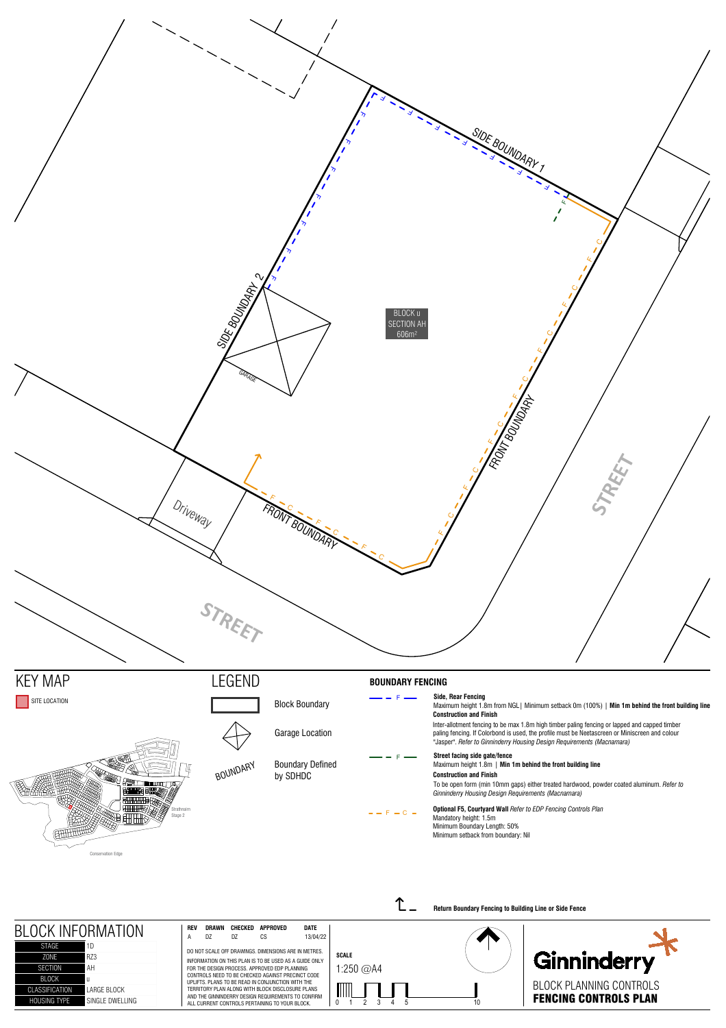SIDE BOUNDARY 1

SIDE BOUNDARY 2

GARAGE

BLOCK u
SECTION AH
606m²

FRONT BOUNDARY

FRONT BOUNDARY

Driveway

STREET

STREET

## KEY MAP

SITE LOCATION

Strathnairn Stage 2

Conservation Edge

## LEGEND

Block Boundary

Garage Location

BOUNDARY — Boundary Defined by SDHDC

## BOUNDARY FENCING

**Side, Rear Fencing**
Maximum height 1.8m from NGL | Minimum setback 0m (100%) | **Min 1m behind the front building line**
**Construction and Finish**
Inter-allotment fencing to be max 1.8m high timber paling fencing or lapped and capped timber paling fencing. If Colorbond is used, the profile must be Neetascreen or Miniscreen and colour "Jasper". *Refer to Ginninderry Housing Design Requirements (Macnamara)*

**Street facing side gate/fence**
Maximum height 1.8m | **Min 1m behind the front building line**
**Construction and Finish**
To be open form (min 10mm gaps) either treated hardwood, powder coated aluminum. *Refer to Ginninderry Housing Design Requirements (Macnamara)*

**Optional F5, Courtyard Wall** *Refer to EDP Fencing Controls Plan*
Mandatory height: 1.5m
Minimum Boundary Length: 50%
Minimum setback from boundary: Nil

**Return Boundary Fencing to Building Line or Side Fence**

## BLOCK INFORMATION

| | |
|---|---|
| STAGE | 1D |
| ZONE | RZ3 |
| SECTION | AH |
| BLOCK | u |
| CLASSIFICATION | LARGE BLOCK |
| HOUSING TYPE | SINGLE DWELLING |

| REV | DRAWN | CHECKED | APPROVED | DATE |
|---|---|---|---|---|
| A | DZ | DZ | CS | 13/04/22 |

DO NOT SCALE OFF DRAWINGS. DIMENSIONS ARE IN METRES.

INFORMATION ON THIS PLAN IS TO BE USED AS A GUIDE ONLY FOR THE DESIGN PROCESS. APPROVED EDP PLANNING CONTROLS NEED TO BE CHECKED AGAINST PRECINCT CODE UPLIFTS. PLANS TO BE READ IN CONJUNCTION WITH THE TERRITORY PLAN ALONG WITH BLOCK DISCLOSURE PLANS AND THE GINNINDERRY DESIGN REQUIREMENTS TO CONFIRM ALL CURRENT CONTROLS PERTAINING TO YOUR BLOCK.

**SCALE**
1:250 @A4

0 1 2 3 4 5 10

Ginninderry

BLOCK PLANNING CONTROLS
**FENCING CONTROLS PLAN**